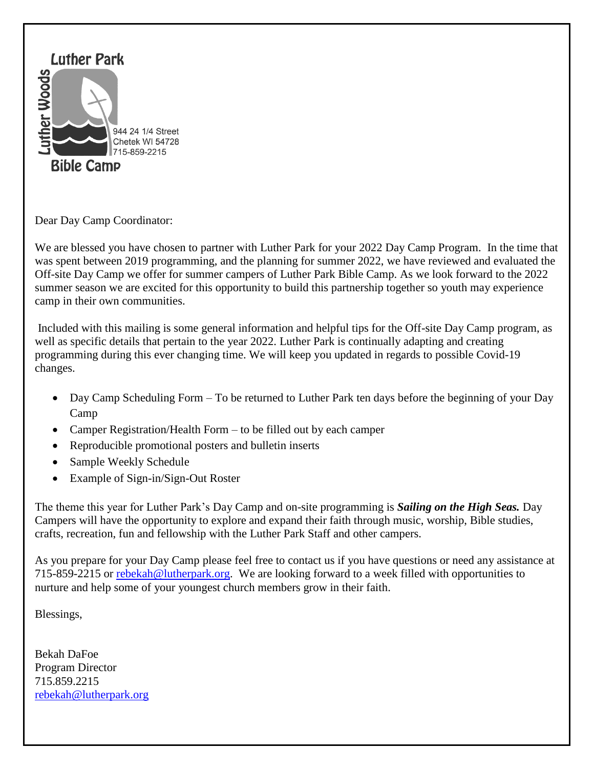Luther Park

Luther Woods

944 24 1/4 Street
Chetek WI 54728
715-859-2215

Bible Camp

Dear Day Camp Coordinator:

We are blessed you have chosen to partner with Luther Park for your 2022 Day Camp Program. In the time that was spent between 2019 programming, and the planning for summer 2022, we have reviewed and evaluated the Off-site Day Camp we offer for summer campers of Luther Park Bible Camp. As we look forward to the 2022 summer season we are excited for this opportunity to build this partnership together so youth may experience camp in their own communities.

Included with this mailing is some general information and helpful tips for the Off-site Day Camp program, as well as specific details that pertain to the year 2022. Luther Park is continually adapting and creating programming during this ever changing time. We will keep you updated in regards to possible Covid-19 changes.

- Day Camp Scheduling Form – To be returned to Luther Park ten days before the beginning of your Day Camp
- Camper Registration/Health Form – to be filled out by each camper
- Reproducible promotional posters and bulletin inserts
- Sample Weekly Schedule
- Example of Sign-in/Sign-Out Roster

The theme this year for Luther Park's Day Camp and on-site programming is ***Sailing on the High Seas.*** Day Campers will have the opportunity to explore and expand their faith through music, worship, Bible studies, crafts, recreation, fun and fellowship with the Luther Park Staff and other campers.

As you prepare for your Day Camp please feel free to contact us if you have questions or need any assistance at 715-859-2215 or rebekah@lutherpark.org. We are looking forward to a week filled with opportunities to nurture and help some of your youngest church members grow in their faith.

Blessings,

Bekah DaFoe
Program Director
715.859.2215
rebekah@lutherpark.org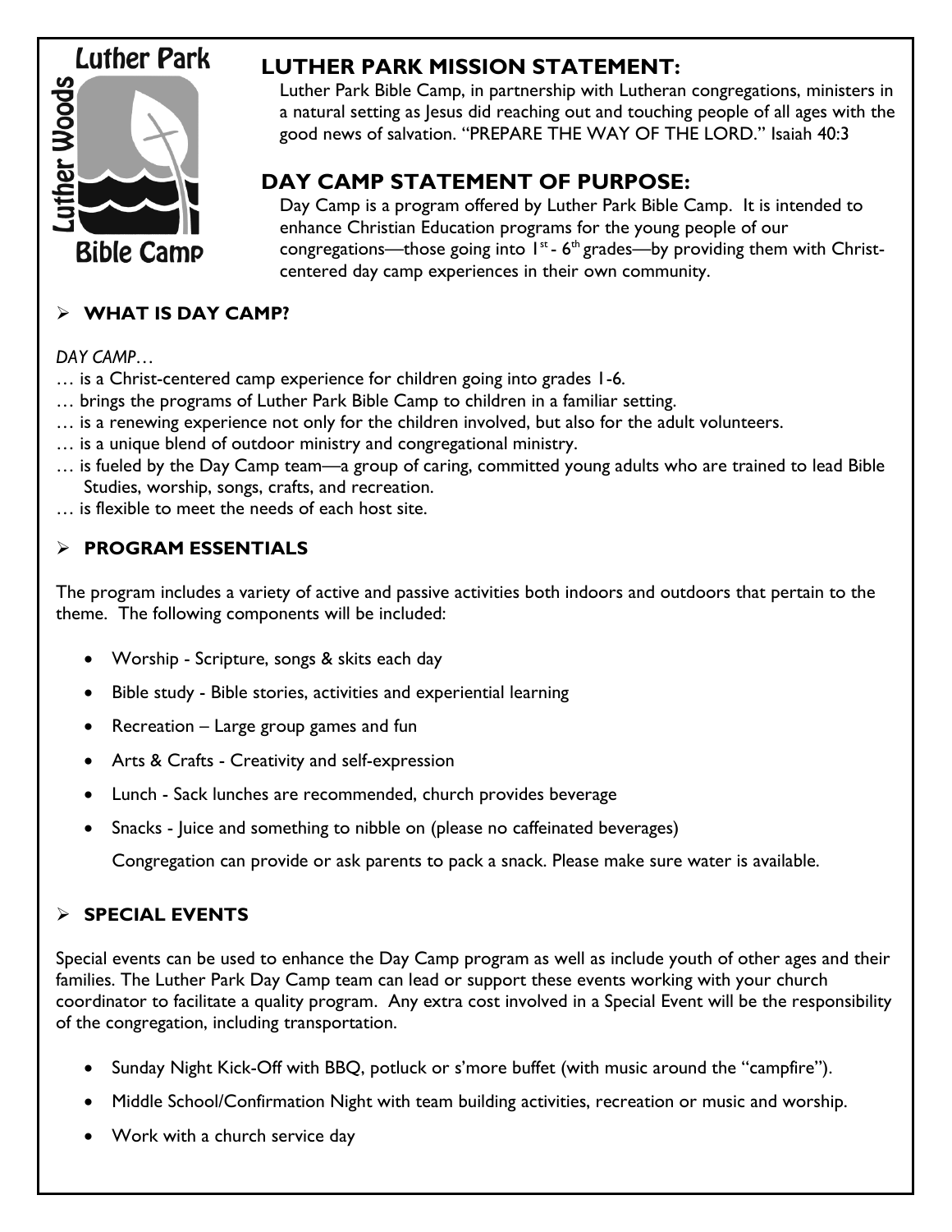## LUTHER PARK MISSION STATEMENT:

Luther Park Bible Camp, in partnership with Lutheran congregations, ministers in a natural setting as Jesus did reaching out and touching people of all ages with the good news of salvation. "PREPARE THE WAY OF THE LORD." Isaiah 40:3

## DAY CAMP STATEMENT OF PURPOSE:

Day Camp is a program offered by Luther Park Bible Camp. It is intended to enhance Christian Education programs for the young people of our congregations—those going into 1st - 6th grades—by providing them with Christ-centered day camp experiences in their own community.

### WHAT IS DAY CAMP?

*DAY CAMP…*

… is a Christ-centered camp experience for children going into grades 1-6.
… brings the programs of Luther Park Bible Camp to children in a familiar setting.
… is a renewing experience not only for the children involved, but also for the adult volunteers.
… is a unique blend of outdoor ministry and congregational ministry.
… is fueled by the Day Camp team—a group of caring, committed young adults who are trained to lead Bible Studies, worship, songs, crafts, and recreation.
… is flexible to meet the needs of each host site.

### PROGRAM ESSENTIALS

The program includes a variety of active and passive activities both indoors and outdoors that pertain to the theme. The following components will be included:

- Worship - Scripture, songs & skits each day
- Bible study - Bible stories, activities and experiential learning
- Recreation – Large group games and fun
- Arts & Crafts - Creativity and self-expression
- Lunch - Sack lunches are recommended, church provides beverage
- Snacks - Juice and something to nibble on (please no caffeinated beverages)

  Congregation can provide or ask parents to pack a snack. Please make sure water is available.

### SPECIAL EVENTS

Special events can be used to enhance the Day Camp program as well as include youth of other ages and their families. The Luther Park Day Camp team can lead or support these events working with your church coordinator to facilitate a quality program. Any extra cost involved in a Special Event will be the responsibility of the congregation, including transportation.

- Sunday Night Kick-Off with BBQ, potluck or s'more buffet (with music around the "campfire").
- Middle School/Confirmation Night with team building activities, recreation or music and worship.
- Work with a church service day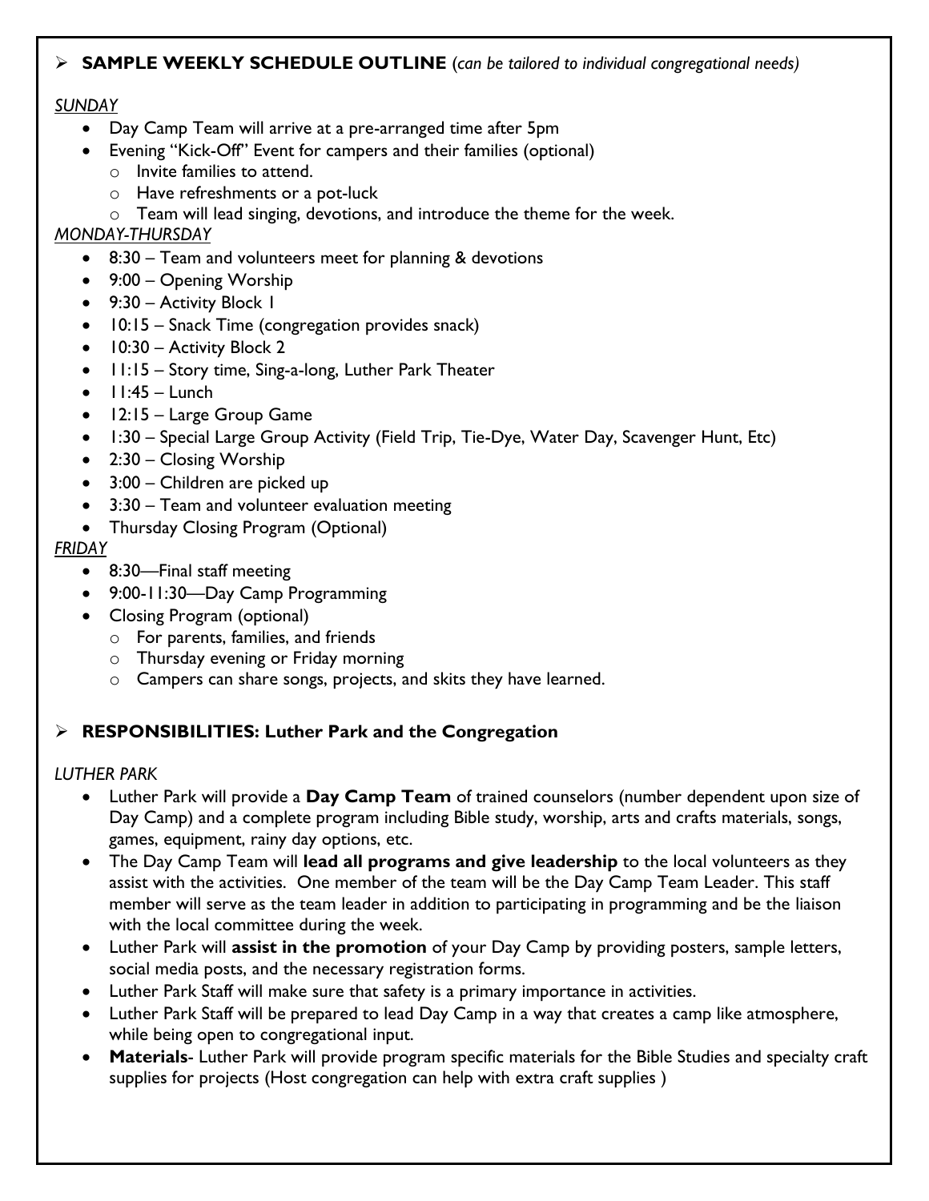## ➢ **SAMPLE WEEKLY SCHEDULE OUTLINE** *(can be tailored to individual congregational needs)*

*SUNDAY*

- Day Camp Team will arrive at a pre-arranged time after 5pm
- Evening "Kick-Off" Event for campers and their families (optional)
  - Invite families to attend.
  - Have refreshments or a pot-luck
  - Team will lead singing, devotions, and introduce the theme for the week.

*MONDAY-THURSDAY*

- 8:30 – Team and volunteers meet for planning & devotions
- 9:00 – Opening Worship
- 9:30 – Activity Block 1
- 10:15 – Snack Time (congregation provides snack)
- 10:30 – Activity Block 2
- 11:15 – Story time, Sing-a-long, Luther Park Theater
- 11:45 – Lunch
- 12:15 – Large Group Game
- 1:30 – Special Large Group Activity (Field Trip, Tie-Dye, Water Day, Scavenger Hunt, Etc)
- 2:30 – Closing Worship
- 3:00 – Children are picked up
- 3:30 – Team and volunteer evaluation meeting
- Thursday Closing Program (Optional)

*FRIDAY*

- 8:30—Final staff meeting
- 9:00-11:30—Day Camp Programming
- Closing Program (optional)
  - For parents, families, and friends
  - Thursday evening or Friday morning
  - Campers can share songs, projects, and skits they have learned.

## ➢ **RESPONSIBILITIES: Luther Park and the Congregation**

*LUTHER PARK*

- Luther Park will provide a **Day Camp Team** of trained counselors (number dependent upon size of Day Camp) and a complete program including Bible study, worship, arts and crafts materials, songs, games, equipment, rainy day options, etc.
- The Day Camp Team will **lead all programs and give leadership** to the local volunteers as they assist with the activities. One member of the team will be the Day Camp Team Leader. This staff member will serve as the team leader in addition to participating in programming and be the liaison with the local committee during the week.
- Luther Park will **assist in the promotion** of your Day Camp by providing posters, sample letters, social media posts, and the necessary registration forms.
- Luther Park Staff will make sure that safety is a primary importance in activities.
- Luther Park Staff will be prepared to lead Day Camp in a way that creates a camp like atmosphere, while being open to congregational input.
- **Materials**- Luther Park will provide program specific materials for the Bible Studies and specialty craft supplies for projects (Host congregation can help with extra craft supplies )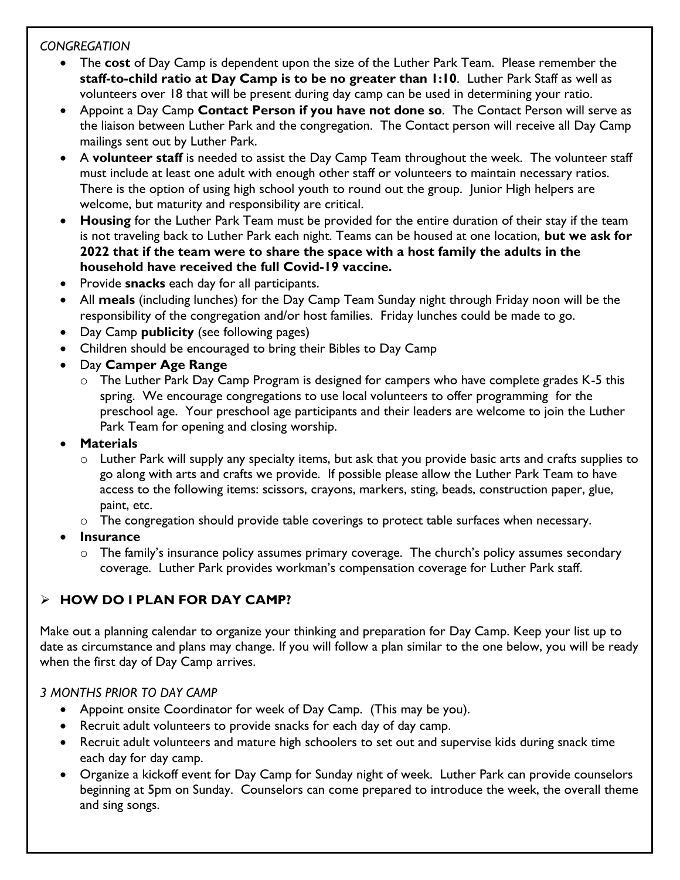*CONGREGATION*

- The **cost** of Day Camp is dependent upon the size of the Luther Park Team. Please remember the **staff-to-child ratio at Day Camp is to be no greater than 1:10**. Luther Park Staff as well as volunteers over 18 that will be present during day camp can be used in determining your ratio.
- Appoint a Day Camp **Contact Person if you have not done so**. The Contact Person will serve as the liaison between Luther Park and the congregation. The Contact person will receive all Day Camp mailings sent out by Luther Park.
- A **volunteer staff** is needed to assist the Day Camp Team throughout the week. The volunteer staff must include at least one adult with enough other staff or volunteers to maintain necessary ratios. There is the option of using high school youth to round out the group. Junior High helpers are welcome, but maturity and responsibility are critical.
- **Housing** for the Luther Park Team must be provided for the entire duration of their stay if the team is not traveling back to Luther Park each night. Teams can be housed at one location, **but we ask for 2022 that if the team were to share the space with a host family the adults in the household have received the full Covid-19 vaccine.**
- Provide **snacks** each day for all participants.
- All **meals** (including lunches) for the Day Camp Team Sunday night through Friday noon will be the responsibility of the congregation and/or host families. Friday lunches could be made to go.
- Day Camp **publicity** (see following pages)
- Children should be encouraged to bring their Bibles to Day Camp
- Day **Camper Age Range**
  - The Luther Park Day Camp Program is designed for campers who have complete grades K-5 this spring. We encourage congregations to use local volunteers to offer programming for the preschool age. Your preschool age participants and their leaders are welcome to join the Luther Park Team for opening and closing worship.
- **Materials**
  - Luther Park will supply any specialty items, but ask that you provide basic arts and crafts supplies to go along with arts and crafts we provide. If possible please allow the Luther Park Team to have access to the following items: scissors, crayons, markers, sting, beads, construction paper, glue, paint, etc.
  - The congregation should provide table coverings to protect table surfaces when necessary.
- **Insurance**
  - The family's insurance policy assumes primary coverage. The church's policy assumes secondary coverage. Luther Park provides workman's compensation coverage for Luther Park staff.

## HOW DO I PLAN FOR DAY CAMP?

Make out a planning calendar to organize your thinking and preparation for Day Camp. Keep your list up to date as circumstance and plans may change. If you will follow a plan similar to the one below, you will be ready when the first day of Day Camp arrives.

*3 MONTHS PRIOR TO DAY CAMP*

- Appoint onsite Coordinator for week of Day Camp. (This may be you).
- Recruit adult volunteers to provide snacks for each day of day camp.
- Recruit adult volunteers and mature high schoolers to set out and supervise kids during snack time each day for day camp.
- Organize a kickoff event for Day Camp for Sunday night of week. Luther Park can provide counselors beginning at 5pm on Sunday. Counselors can come prepared to introduce the week, the overall theme and sing songs.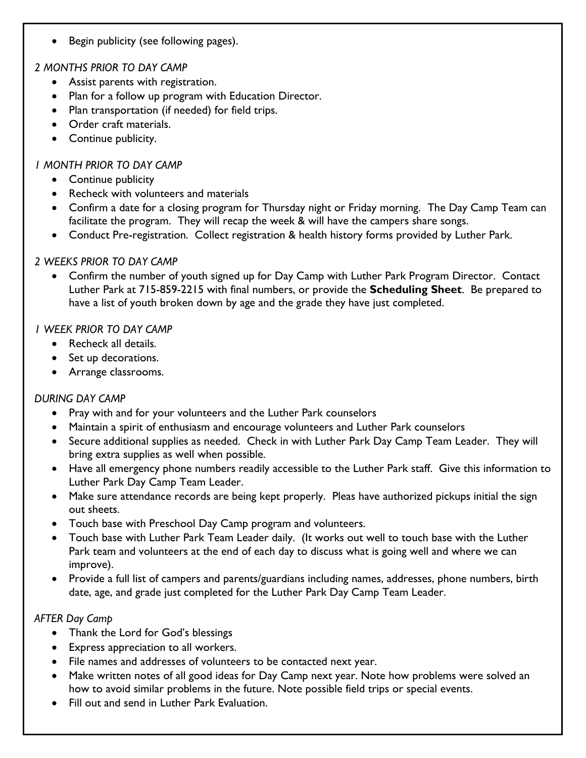- Begin publicity (see following pages).

*2 MONTHS PRIOR TO DAY CAMP*

- Assist parents with registration.
- Plan for a follow up program with Education Director.
- Plan transportation (if needed) for field trips.
- Order craft materials.
- Continue publicity.

*1 MONTH PRIOR TO DAY CAMP*

- Continue publicity
- Recheck with volunteers and materials
- Confirm a date for a closing program for Thursday night or Friday morning. The Day Camp Team can facilitate the program. They will recap the week & will have the campers share songs.
- Conduct Pre-registration. Collect registration & health history forms provided by Luther Park.

*2 WEEKS PRIOR TO DAY CAMP*

- Confirm the number of youth signed up for Day Camp with Luther Park Program Director. Contact Luther Park at 715-859-2215 with final numbers, or provide the **Scheduling Sheet**. Be prepared to have a list of youth broken down by age and the grade they have just completed.

*1 WEEK PRIOR TO DAY CAMP*

- Recheck all details.
- Set up decorations.
- Arrange classrooms.

*DURING DAY CAMP*

- Pray with and for your volunteers and the Luther Park counselors
- Maintain a spirit of enthusiasm and encourage volunteers and Luther Park counselors
- Secure additional supplies as needed. Check in with Luther Park Day Camp Team Leader. They will bring extra supplies as well when possible.
- Have all emergency phone numbers readily accessible to the Luther Park staff. Give this information to Luther Park Day Camp Team Leader.
- Make sure attendance records are being kept properly. Pleas have authorized pickups initial the sign out sheets.
- Touch base with Preschool Day Camp program and volunteers.
- Touch base with Luther Park Team Leader daily. (It works out well to touch base with the Luther Park team and volunteers at the end of each day to discuss what is going well and where we can improve).
- Provide a full list of campers and parents/guardians including names, addresses, phone numbers, birth date, age, and grade just completed for the Luther Park Day Camp Team Leader.

*AFTER Day Camp*

- Thank the Lord for God's blessings
- Express appreciation to all workers.
- File names and addresses of volunteers to be contacted next year.
- Make written notes of all good ideas for Day Camp next year. Note how problems were solved an how to avoid similar problems in the future. Note possible field trips or special events.
- Fill out and send in Luther Park Evaluation.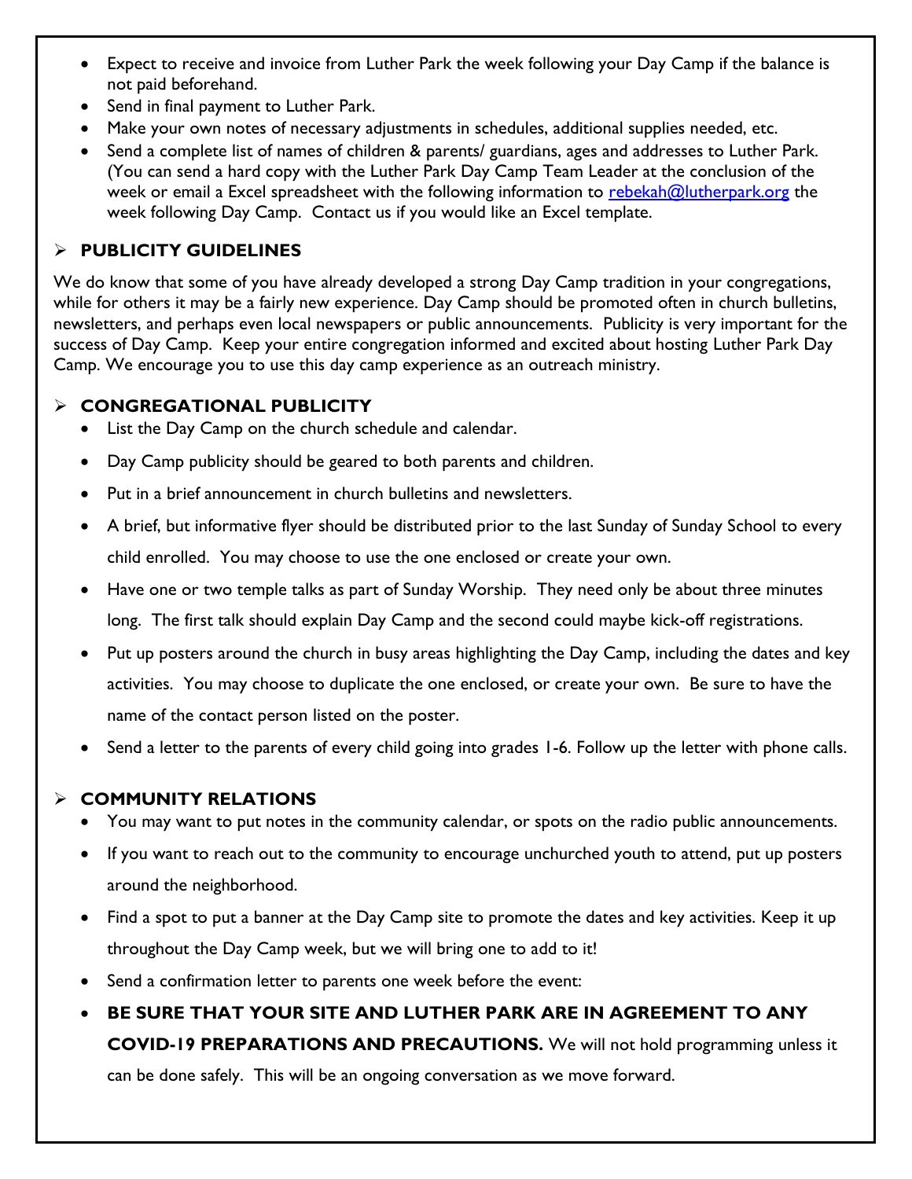- Expect to receive and invoice from Luther Park the week following your Day Camp if the balance is not paid beforehand.
- Send in final payment to Luther Park.
- Make your own notes of necessary adjustments in schedules, additional supplies needed, etc.
- Send a complete list of names of children & parents/ guardians, ages and addresses to Luther Park. (You can send a hard copy with the Luther Park Day Camp Team Leader at the conclusion of the week or email a Excel spreadsheet with the following information to rebekah@lutherpark.org the week following Day Camp. Contact us if you would like an Excel template.

## PUBLICITY GUIDELINES

We do know that some of you have already developed a strong Day Camp tradition in your congregations, while for others it may be a fairly new experience. Day Camp should be promoted often in church bulletins, newsletters, and perhaps even local newspapers or public announcements. Publicity is very important for the success of Day Camp. Keep your entire congregation informed and excited about hosting Luther Park Day Camp. We encourage you to use this day camp experience as an outreach ministry.

## CONGREGATIONAL PUBLICITY

- List the Day Camp on the church schedule and calendar.
- Day Camp publicity should be geared to both parents and children.
- Put in a brief announcement in church bulletins and newsletters.
- A brief, but informative flyer should be distributed prior to the last Sunday of Sunday School to every child enrolled. You may choose to use the one enclosed or create your own.
- Have one or two temple talks as part of Sunday Worship. They need only be about three minutes long. The first talk should explain Day Camp and the second could maybe kick-off registrations.
- Put up posters around the church in busy areas highlighting the Day Camp, including the dates and key activities. You may choose to duplicate the one enclosed, or create your own. Be sure to have the name of the contact person listed on the poster.
- Send a letter to the parents of every child going into grades 1-6. Follow up the letter with phone calls.

## COMMUNITY RELATIONS

- You may want to put notes in the community calendar, or spots on the radio public announcements.
- If you want to reach out to the community to encourage unchurched youth to attend, put up posters around the neighborhood.
- Find a spot to put a banner at the Day Camp site to promote the dates and key activities. Keep it up throughout the Day Camp week, but we will bring one to add to it!
- Send a confirmation letter to parents one week before the event:
- **BE SURE THAT YOUR SITE AND LUTHER PARK ARE IN AGREEMENT TO ANY COVID-19 PREPARATIONS AND PRECAUTIONS.** We will not hold programming unless it can be done safely. This will be an ongoing conversation as we move forward.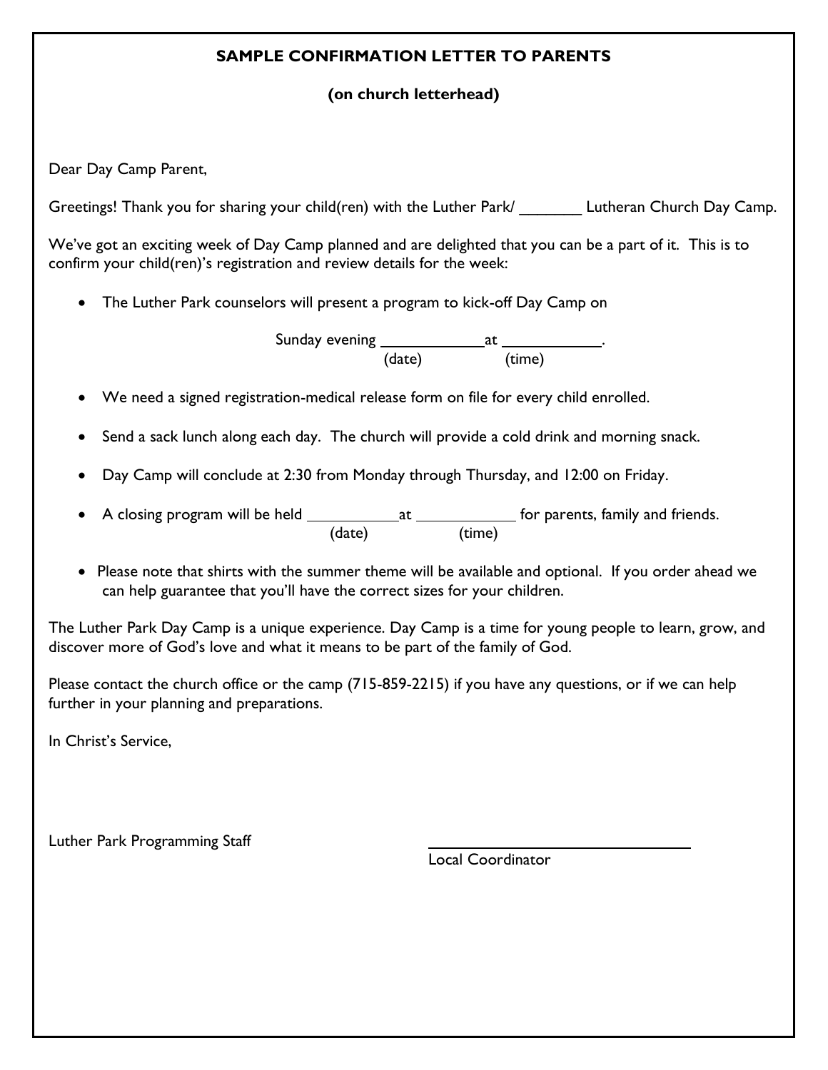**SAMPLE CONFIRMATION LETTER TO PARENTS**

**(on church letterhead)**

Dear Day Camp Parent,

Greetings! Thank you for sharing your child(ren) with the Luther Park/ _______ Lutheran Church Day Camp.

We've got an exciting week of Day Camp planned and are delighted that you can be a part of it. This is to confirm your child(ren)'s registration and review details for the week:

- The Luther Park counselors will present a program to kick-off Day Camp on

  Sunday evening ____________ at ____________.
  (date) (time)

- We need a signed registration-medical release form on file for every child enrolled.

- Send a sack lunch along each day. The church will provide a cold drink and morning snack.

- Day Camp will conclude at 2:30 from Monday through Thursday, and 12:00 on Friday.

- A closing program will be held ___________ at ____________ for parents, family and friends.
  (date) (time)

- Please note that shirts with the summer theme will be available and optional. If you order ahead we can help guarantee that you'll have the correct sizes for your children.

The Luther Park Day Camp is a unique experience. Day Camp is a time for young people to learn, grow, and discover more of God's love and what it means to be part of the family of God.

Please contact the church office or the camp (715-859-2215) if you have any questions, or if we can help further in your planning and preparations.

In Christ's Service,

Luther Park Programming Staff

______________________________
Local Coordinator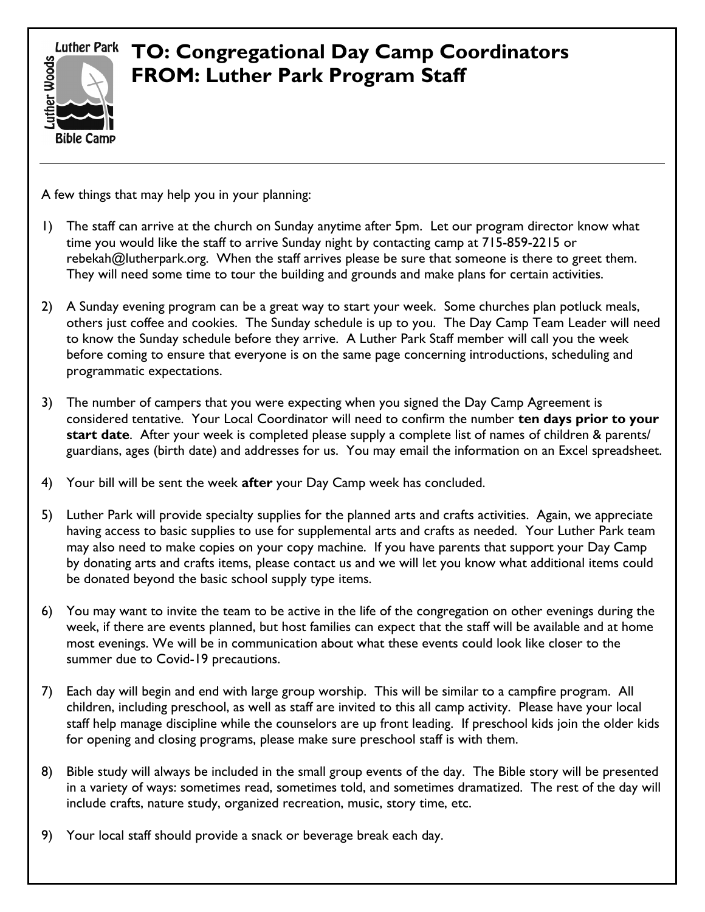# TO: Congregational Day Camp Coordinators
# FROM: Luther Park Program Staff

---

A few things that may help you in your planning:

1) The staff can arrive at the church on Sunday anytime after 5pm. Let our program director know what time you would like the staff to arrive Sunday night by contacting camp at 715-859-2215 or rebekah@lutherpark.org. When the staff arrives please be sure that someone is there to greet them. They will need some time to tour the building and grounds and make plans for certain activities.

2) A Sunday evening program can be a great way to start your week. Some churches plan potluck meals, others just coffee and cookies. The Sunday schedule is up to you. The Day Camp Team Leader will need to know the Sunday schedule before they arrive. A Luther Park Staff member will call you the week before coming to ensure that everyone is on the same page concerning introductions, scheduling and programmatic expectations.

3) The number of campers that you were expecting when you signed the Day Camp Agreement is considered tentative. Your Local Coordinator will need to confirm the number **ten days prior to your start date**. After your week is completed please supply a complete list of names of children & parents/guardians, ages (birth date) and addresses for us. You may email the information on an Excel spreadsheet.

4) Your bill will be sent the week **after** your Day Camp week has concluded.

5) Luther Park will provide specialty supplies for the planned arts and crafts activities. Again, we appreciate having access to basic supplies to use for supplemental arts and crafts as needed. Your Luther Park team may also need to make copies on your copy machine. If you have parents that support your Day Camp by donating arts and crafts items, please contact us and we will let you know what additional items could be donated beyond the basic school supply type items.

6) You may want to invite the team to be active in the life of the congregation on other evenings during the week, if there are events planned, but host families can expect that the staff will be available and at home most evenings. We will be in communication about what these events could look like closer to the summer due to Covid-19 precautions.

7) Each day will begin and end with large group worship. This will be similar to a campfire program. All children, including preschool, as well as staff are invited to this all camp activity. Please have your local staff help manage discipline while the counselors are up front leading. If preschool kids join the older kids for opening and closing programs, please make sure preschool staff is with them.

8) Bible study will always be included in the small group events of the day. The Bible story will be presented in a variety of ways: sometimes read, sometimes told, and sometimes dramatized. The rest of the day will include crafts, nature study, organized recreation, music, story time, etc.

9) Your local staff should provide a snack or beverage break each day.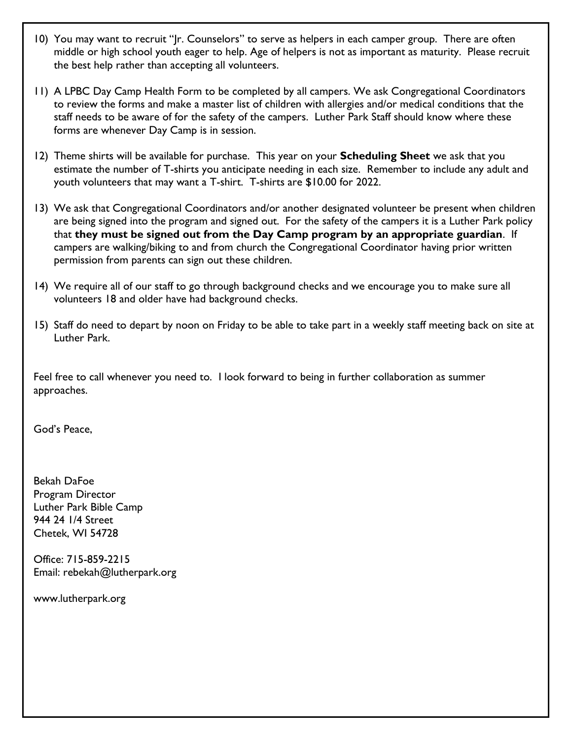10) You may want to recruit "Jr. Counselors" to serve as helpers in each camper group. There are often middle or high school youth eager to help. Age of helpers is not as important as maturity. Please recruit the best help rather than accepting all volunteers.

11) A LPBC Day Camp Health Form to be completed by all campers. We ask Congregational Coordinators to review the forms and make a master list of children with allergies and/or medical conditions that the staff needs to be aware of for the safety of the campers. Luther Park Staff should know where these forms are whenever Day Camp is in session.

12) Theme shirts will be available for purchase. This year on your **Scheduling Sheet** we ask that you estimate the number of T-shirts you anticipate needing in each size. Remember to include any adult and youth volunteers that may want a T-shirt. T-shirts are $10.00 for 2022.

13) We ask that Congregational Coordinators and/or another designated volunteer be present when children are being signed into the program and signed out. For the safety of the campers it is a Luther Park policy that **they must be signed out from the Day Camp program by an appropriate guardian**. If campers are walking/biking to and from church the Congregational Coordinator having prior written permission from parents can sign out these children.

14) We require all of our staff to go through background checks and we encourage you to make sure all volunteers 18 and older have had background checks.

15) Staff do need to depart by noon on Friday to be able to take part in a weekly staff meeting back on site at Luther Park.

Feel free to call whenever you need to. I look forward to being in further collaboration as summer approaches.

God's Peace,

Bekah DaFoe
Program Director
Luther Park Bible Camp
944 24 1/4 Street
Chetek, WI 54728

Office: 715-859-2215
Email: rebekah@lutherpark.org

www.lutherpark.org